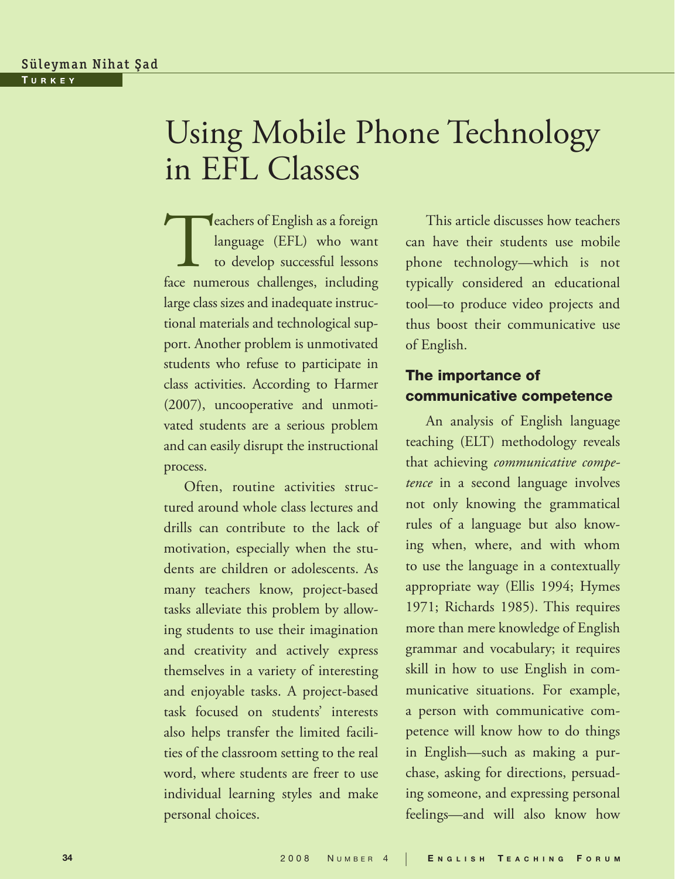Süleyman Nihat Şad

Turkey

# Using Mobile Phone Technology in EFL Classes

Teachers of English as a foreign language (EFL) who want to develop successful lessons face numerous challenges, including large class sizes and inadequate instructional materials and technological support. Another problem is unmotivated students who refuse to participate in class activities. According to Harmer (2007), uncooperative and unmotivated students are a serious problem and can easily disrupt the instructional process.

Often, routine activities structured around whole class lectures and drills can contribute to the lack of motivation, especially when the students are children or adolescents. As many teachers know, project-based tasks alleviate this problem by allowing students to use their imagination and creativity and actively express themselves in a variety of interesting and enjoyable tasks. A project-based task focused on students' interests also helps transfer the limited facilities of the classroom setting to the real word, where students are freer to use individual learning styles and make personal choices.

This article discusses how teachers can have their students use mobile phone technology—which is not typically considered an educational tool—to produce video projects and thus boost their communicative use of English.

## The importance of communicative competence

An analysis of English language teaching (ELT) methodology reveals that achieving *communicative competence* in a second language involves not only knowing the grammatical rules of a language but also knowing when, where, and with whom to use the language in a contextually appropriate way (Ellis 1994; Hymes 1971; Richards 1985). This requires more than mere knowledge of English grammar and vocabulary; it requires skill in how to use English in communicative situations. For example, a person with communicative competence will know how to do things in English—such as making a purchase, asking for directions, persuading someone, and expressing personal feelings—and will also know how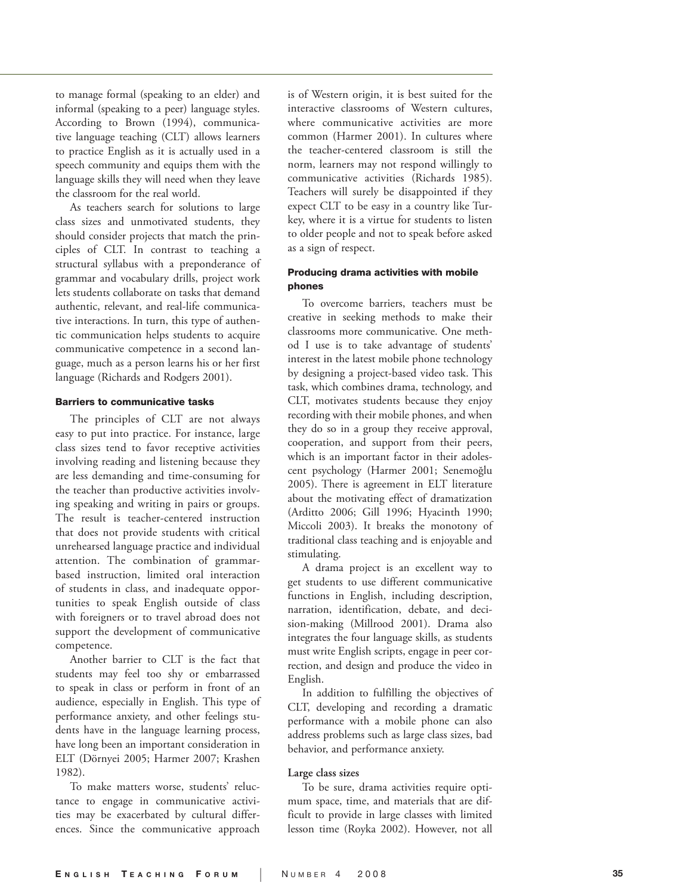to manage formal (speaking to an elder) and informal (speaking to a peer) language styles. According to Brown (1994), communicative language teaching (CLT) allows learners to practice English as it is actually used in a speech community and equips them with the language skills they will need when they leave the classroom for the real world.

As teachers search for solutions to large class sizes and unmotivated students, they should consider projects that match the principles of CLT. In contrast to teaching a structural syllabus with a preponderance of grammar and vocabulary drills, project work lets students collaborate on tasks that demand authentic, relevant, and real-life communicative interactions. In turn, this type of authentic communication helps students to acquire communicative competence in a second language, much as a person learns his or her first language (Richards and Rodgers 2001).

#### Barriers to communicative tasks

The principles of CLT are not always easy to put into practice. For instance, large class sizes tend to favor receptive activities involving reading and listening because they are less demanding and time-consuming for the teacher than productive activities involving speaking and writing in pairs or groups. The result is teacher-centered instruction that does not provide students with critical unrehearsed language practice and individual attention. The combination of grammar-based instruction, limited oral interaction of students in class, and inadequate opportunities to speak English outside of class with foreigners or to travel abroad does not support the development of communicative competence.

Another barrier to CLT is the fact that students may feel too shy or embarrassed to speak in class or perform in front of an audience, especially in English. This type of performance anxiety, and other feelings students have in the language learning process, have long been an important consideration in ELT (Dörnyei 2005; Harmer 2007; Krashen 1982).

To make matters worse, students' reluctance to engage in communicative activities may be exacerbated by cultural differences. Since the communicative approach is of Western origin, it is best suited for the interactive classrooms of Western cultures, where communicative activities are more common (Harmer 2001). In cultures where the teacher-centered classroom is still the norm, learners may not respond willingly to communicative activities (Richards 1985). Teachers will surely be disappointed if they expect CLT to be easy in a country like Turkey, where it is a virtue for students to listen to older people and not to speak before asked as a sign of respect.

#### Producing drama activities with mobile phones

To overcome barriers, teachers must be creative in seeking methods to make their classrooms more communicative. One method I use is to take advantage of students' interest in the latest mobile phone technology by designing a project-based video task. This task, which combines drama, technology, and CLT, motivates students because they enjoy recording with their mobile phones, and when they do so in a group they receive approval, cooperation, and support from their peers, which is an important factor in their adolescent psychology (Harmer 2001; Senemoğlu 2005). There is agreement in ELT literature about the motivating effect of dramatization (Arditto 2006; Gill 1996; Hyacinth 1990; Miccoli 2003). It breaks the monotony of traditional class teaching and is enjoyable and stimulating.

A drama project is an excellent way to get students to use different communicative functions in English, including description, narration, identification, debate, and decision-making (Millrood 2001). Drama also integrates the four language skills, as students must write English scripts, engage in peer correction, and design and produce the video in English.

In addition to fulfilling the objectives of CLT, developing and recording a dramatic performance with a mobile phone can also address problems such as large class sizes, bad behavior, and performance anxiety.

##### Large class sizes

To be sure, drama activities require optimum space, time, and materials that are difficult to provide in large classes with limited lesson time (Royka 2002). However, not all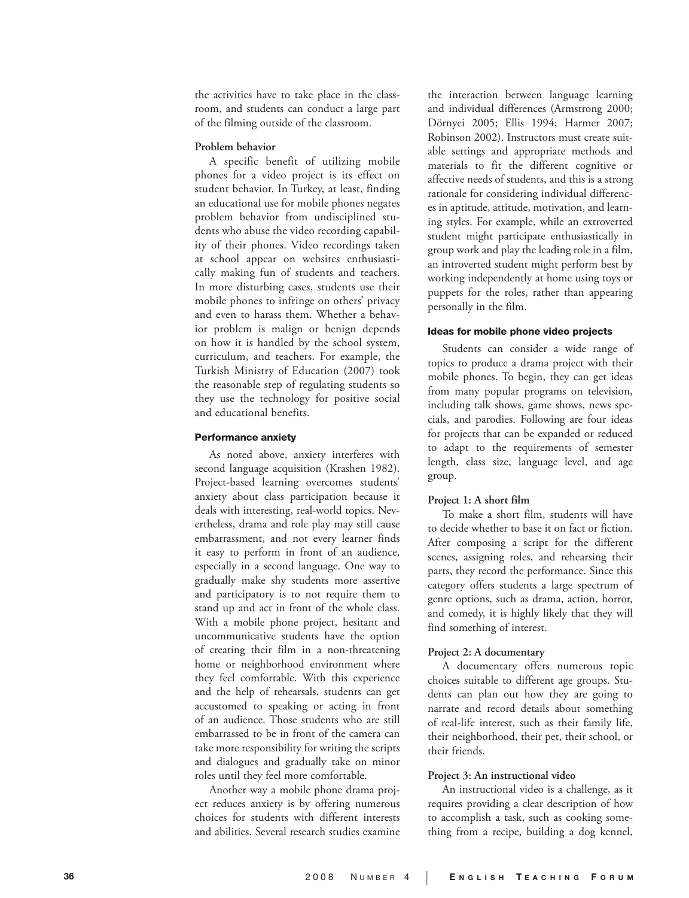the activities have to take place in the classroom, and students can conduct a large part of the filming outside of the classroom.

**Problem behavior**

A specific benefit of utilizing mobile phones for a video project is its effect on student behavior. In Turkey, at least, finding an educational use for mobile phones negates problem behavior from undisciplined students who abuse the video recording capability of their phones. Video recordings taken at school appear on websites enthusiastically making fun of students and teachers. In more disturbing cases, students use their mobile phones to infringe on others' privacy and even to harass them. Whether a behavior problem is malign or benign depends on how it is handled by the school system, curriculum, and teachers. For example, the Turkish Ministry of Education (2007) took the reasonable step of regulating students so they use the technology for positive social and educational benefits.

### Performance anxiety

As noted above, anxiety interferes with second language acquisition (Krashen 1982). Project-based learning overcomes students' anxiety about class participation because it deals with interesting, real-world topics. Nevertheless, drama and role play may still cause embarrassment, and not every learner finds it easy to perform in front of an audience, especially in a second language. One way to gradually make shy students more assertive and participatory is to not require them to stand up and act in front of the whole class. With a mobile phone project, hesitant and uncommunicative students have the option of creating their film in a non-threatening home or neighborhood environment where they feel comfortable. With this experience and the help of rehearsals, students can get accustomed to speaking or acting in front of an audience. Those students who are still embarrassed to be in front of the camera can take more responsibility for writing the scripts and dialogues and gradually take on minor roles until they feel more comfortable.

Another way a mobile phone drama project reduces anxiety is by offering numerous choices for students with different interests and abilities. Several research studies examine the interaction between language learning and individual differences (Armstrong 2000; Dörnyei 2005; Ellis 1994; Harmer 2007; Robinson 2002). Instructors must create suitable settings and appropriate methods and materials to fit the different cognitive or affective needs of students, and this is a strong rationale for considering individual differences in aptitude, attitude, motivation, and learning styles. For example, while an extroverted student might participate enthusiastically in group work and play the leading role in a film, an introverted student might perform best by working independently at home using toys or puppets for the roles, rather than appearing personally in the film.

### Ideas for mobile phone video projects

Students can consider a wide range of topics to produce a drama project with their mobile phones. To begin, they can get ideas from many popular programs on television, including talk shows, game shows, news specials, and parodies. Following are four ideas for projects that can be expanded or reduced to adapt to the requirements of semester length, class size, language level, and age group.

**Project 1: A short film**

To make a short film, students will have to decide whether to base it on fact or fiction. After composing a script for the different scenes, assigning roles, and rehearsing their parts, they record the performance. Since this category offers students a large spectrum of genre options, such as drama, action, horror, and comedy, it is highly likely that they will find something of interest.

**Project 2: A documentary**

A documentary offers numerous topic choices suitable to different age groups. Students can plan out how they are going to narrate and record details about something of real-life interest, such as their family life, their neighborhood, their pet, their school, or their friends.

**Project 3: An instructional video**

An instructional video is a challenge, as it requires providing a clear description of how to accomplish a task, such as cooking something from a recipe, building a dog kennel,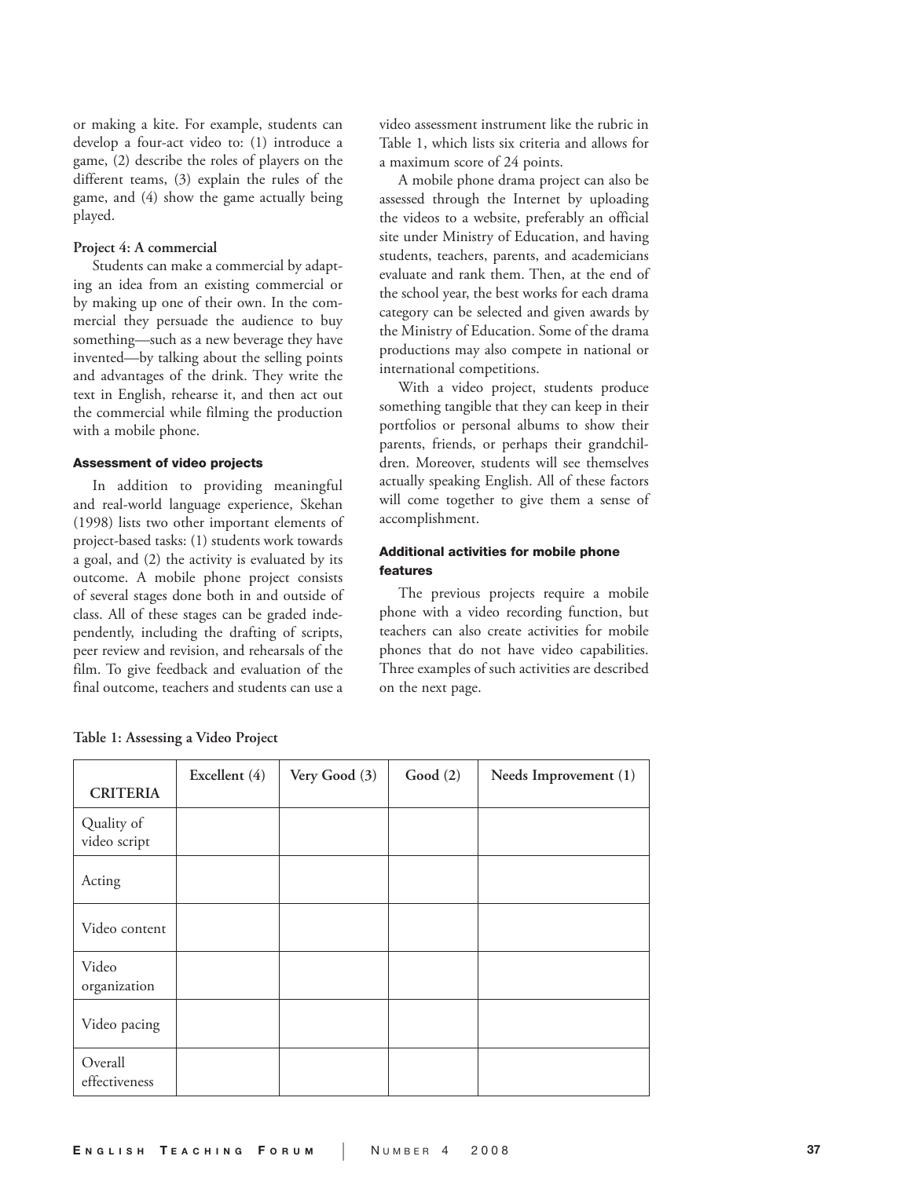or making a kite. For example, students can develop a four-act video to: (1) introduce a game, (2) describe the roles of players on the different teams, (3) explain the rules of the game, and (4) show the game actually being played.

**Project 4: A commercial**

Students can make a commercial by adapting an idea from an existing commercial or by making up one of their own. In the commercial they persuade the audience to buy something—such as a new beverage they have invented—by talking about the selling points and advantages of the drink. They write the text in English, rehearse it, and then act out the commercial while filming the production with a mobile phone.

### Assessment of video projects

In addition to providing meaningful and real-world language experience, Skehan (1998) lists two other important elements of project-based tasks: (1) students work towards a goal, and (2) the activity is evaluated by its outcome. A mobile phone project consists of several stages done both in and outside of class. All of these stages can be graded independently, including the drafting of scripts, peer review and revision, and rehearsals of the film. To give feedback and evaluation of the final outcome, teachers and students can use a video assessment instrument like the rubric in Table 1, which lists six criteria and allows for a maximum score of 24 points.

A mobile phone drama project can also be assessed through the Internet by uploading the videos to a website, preferably an official site under Ministry of Education, and having students, teachers, parents, and academicians evaluate and rank them. Then, at the end of the school year, the best works for each drama category can be selected and given awards by the Ministry of Education. Some of the drama productions may also compete in national or international competitions.

With a video project, students produce something tangible that they can keep in their portfolios or personal albums to show their parents, friends, or perhaps their grandchildren. Moreover, students will see themselves actually speaking English. All of these factors will come together to give them a sense of accomplishment.

### Additional activities for mobile phone features

The previous projects require a mobile phone with a video recording function, but teachers can also create activities for mobile phones that do not have video capabilities. Three examples of such activities are described on the next page.

**Table 1: Assessing a Video Project**

| CRITERIA | Excellent (4) | Very Good (3) | Good (2) | Needs Improvement (1) |
|---|---|---|---|---|
| Quality of video script | | | | |
| Acting | | | | |
| Video content | | | | |
| Video organization | | | | |
| Video pacing | | | | |
| Overall effectiveness | | | | |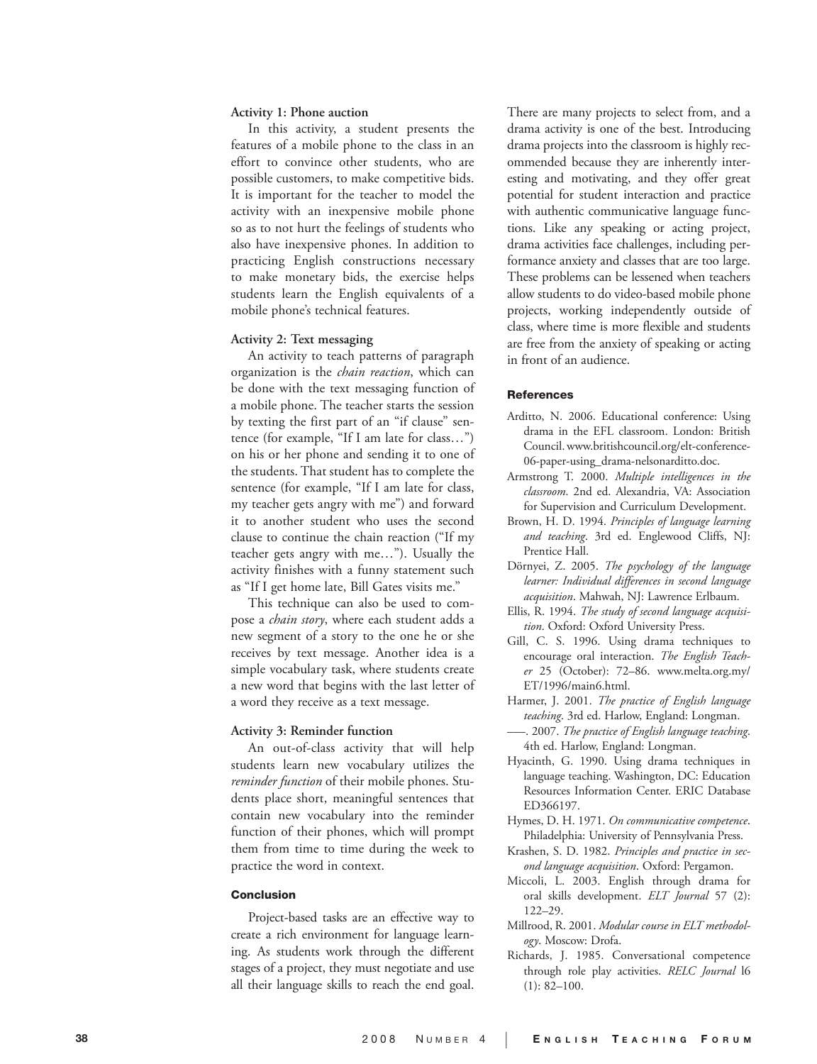**Activity 1: Phone auction**

In this activity, a student presents the features of a mobile phone to the class in an effort to convince other students, who are possible customers, to make competitive bids. It is important for the teacher to model the activity with an inexpensive mobile phone so as to not hurt the feelings of students who also have inexpensive phones. In addition to practicing English constructions necessary to make monetary bids, the exercise helps students learn the English equivalents of a mobile phone's technical features.

**Activity 2: Text messaging**

An activity to teach patterns of paragraph organization is the *chain reaction*, which can be done with the text messaging function of a mobile phone. The teacher starts the session by texting the first part of an "if clause" sentence (for example, "If I am late for class…") on his or her phone and sending it to one of the students. That student has to complete the sentence (for example, "If I am late for class, my teacher gets angry with me") and forward it to another student who uses the second clause to continue the chain reaction ("If my teacher gets angry with me…"). Usually the activity finishes with a funny statement such as "If I get home late, Bill Gates visits me."

This technique can also be used to compose a *chain story*, where each student adds a new segment of a story to the one he or she receives by text message. Another idea is a simple vocabulary task, where students create a new word that begins with the last letter of a word they receive as a text message.

**Activity 3: Reminder function**

An out-of-class activity that will help students learn new vocabulary utilizes the *reminder function* of their mobile phones. Students place short, meaningful sentences that contain new vocabulary into the reminder function of their phones, which will prompt them from time to time during the week to practice the word in context.

## Conclusion

Project-based tasks are an effective way to create a rich environment for language learning. As students work through the different stages of a project, they must negotiate and use all their language skills to reach the end goal. There are many projects to select from, and a drama activity is one of the best. Introducing drama projects into the classroom is highly recommended because they are inherently interesting and motivating, and they offer great potential for student interaction and practice with authentic communicative language functions. Like any speaking or acting project, drama activities face challenges, including performance anxiety and classes that are too large. These problems can be lessened when teachers allow students to do video-based mobile phone projects, working independently outside of class, where time is more flexible and students are free from the anxiety of speaking or acting in front of an audience.

## References

Arditto, N. 2006. Educational conference: Using drama in the EFL classroom. London: British Council. www.britishcouncil.org/elt-conference-06-paper-using_drama-nelsonarditto.doc.

Armstrong T. 2000. *Multiple intelligences in the classroom*. 2nd ed. Alexandria, VA: Association for Supervision and Curriculum Development.

Brown, H. D. 1994. *Principles of language learning and teaching*. 3rd ed. Englewood Cliffs, NJ: Prentice Hall.

Dörnyei, Z. 2005. *The psychology of the language learner: Individual differences in second language acquisition*. Mahwah, NJ: Lawrence Erlbaum.

Ellis, R. 1994. *The study of second language acquisition*. Oxford: Oxford University Press.

Gill, C. S. 1996. Using drama techniques to encourage oral interaction. *The English Teacher* 25 (October): 72–86. www.melta.org.my/ET/1996/main6.html.

Harmer, J. 2001. *The practice of English language teaching*. 3rd ed. Harlow, England: Longman.

——. 2007. *The practice of English language teaching*. 4th ed. Harlow, England: Longman.

Hyacinth, G. 1990. Using drama techniques in language teaching. Washington, DC: Education Resources Information Center. ERIC Database ED366197.

Hymes, D. H. 1971. *On communicative competence*. Philadelphia: University of Pennsylvania Press.

Krashen, S. D. 1982. *Principles and practice in second language acquisition*. Oxford: Pergamon.

Miccoli, L. 2003. English through drama for oral skills development. *ELT Journal* 57 (2): 122–29.

Millrood, R. 2001. *Modular course in ELT methodology*. Moscow: Drofa.

Richards, J. 1985. Conversational competence through role play activities. *RELC Journal* l6 (1): 82–100.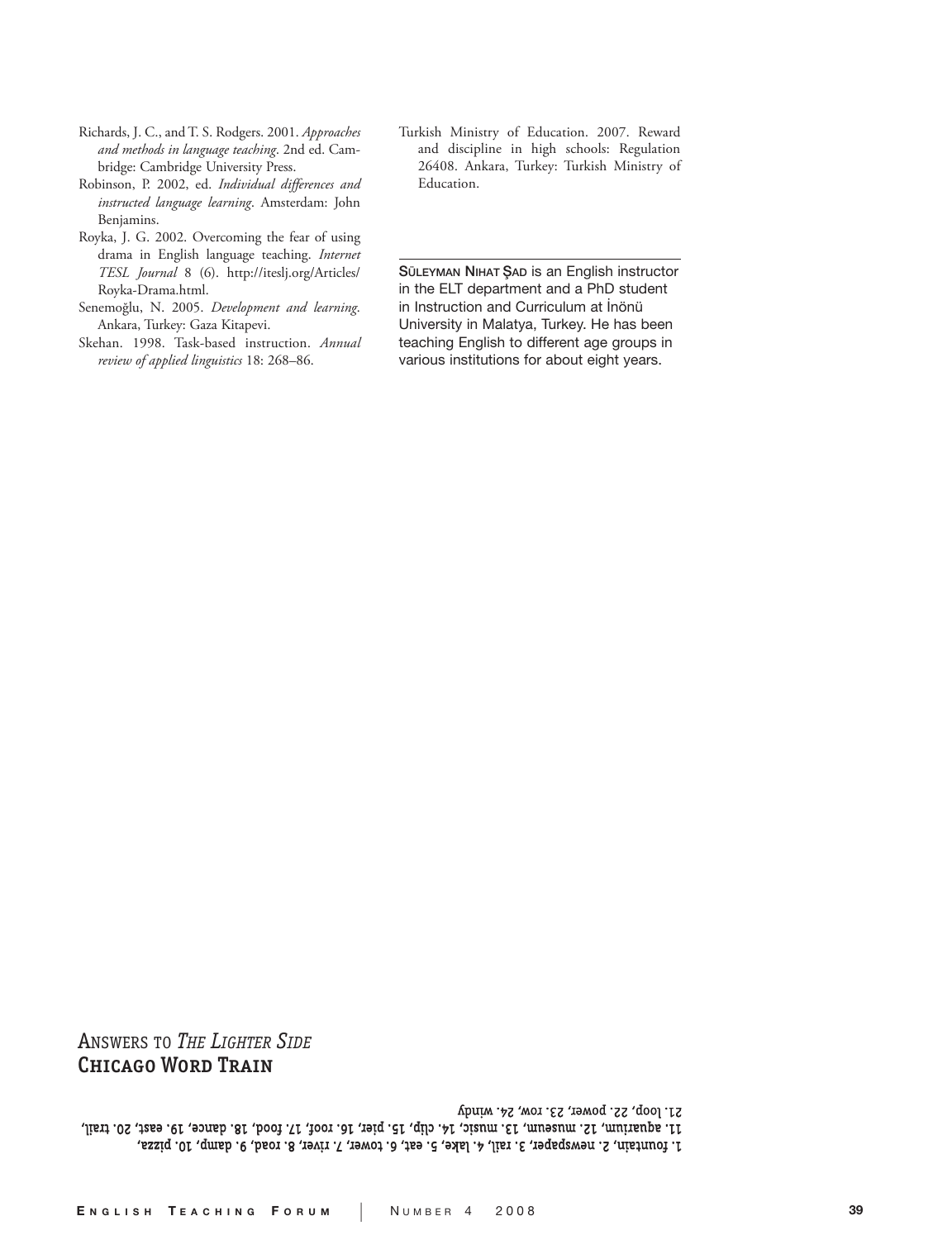Richards, J. C., and T. S. Rodgers. 2001. *Approaches and methods in language teaching*. 2nd ed. Cambridge: Cambridge University Press.

Robinson, P. 2002, ed. *Individual differences and instructed language learning*. Amsterdam: John Benjamins.

Royka, J. G. 2002. Overcoming the fear of using drama in English language teaching. *Internet TESL Journal* 8 (6). http://iteslj.org/Articles/Royka-Drama.html.

Senemoğlu, N. 2005. *Development and learning*. Ankara, Turkey: Gaza Kitapevi.

Skehan. 1998. Task-based instruction. *Annual review of applied linguistics* 18: 268–86.

Turkish Ministry of Education. 2007. Reward and discipline in high schools: Regulation 26408. Ankara, Turkey: Turkish Ministry of Education.

---

**SÜLEYMAN NIHAT ŞAD** is an English instructor in the ELT department and a PhD student in Instruction and Curriculum at İnönü University in Malatya, Turkey. He has been teaching English to different age groups in various institutions for about eight years.

## ANSWERS TO *THE LIGHTER SIDE*
## CHICAGO WORD TRAIN

1. fountain, 2. newspaper, 3. rail, 4. lake, 5. eat, 6. tower, 7. river, 8. road, 9. damp, 10. pizza, 11. aquarium, 12. museum, 13. music, 14. clip, 15. pier, 16. roof, 17. food, 18. dance, 19. east, 20. trail, 21. loop, 22. power, 23. row, 24. windy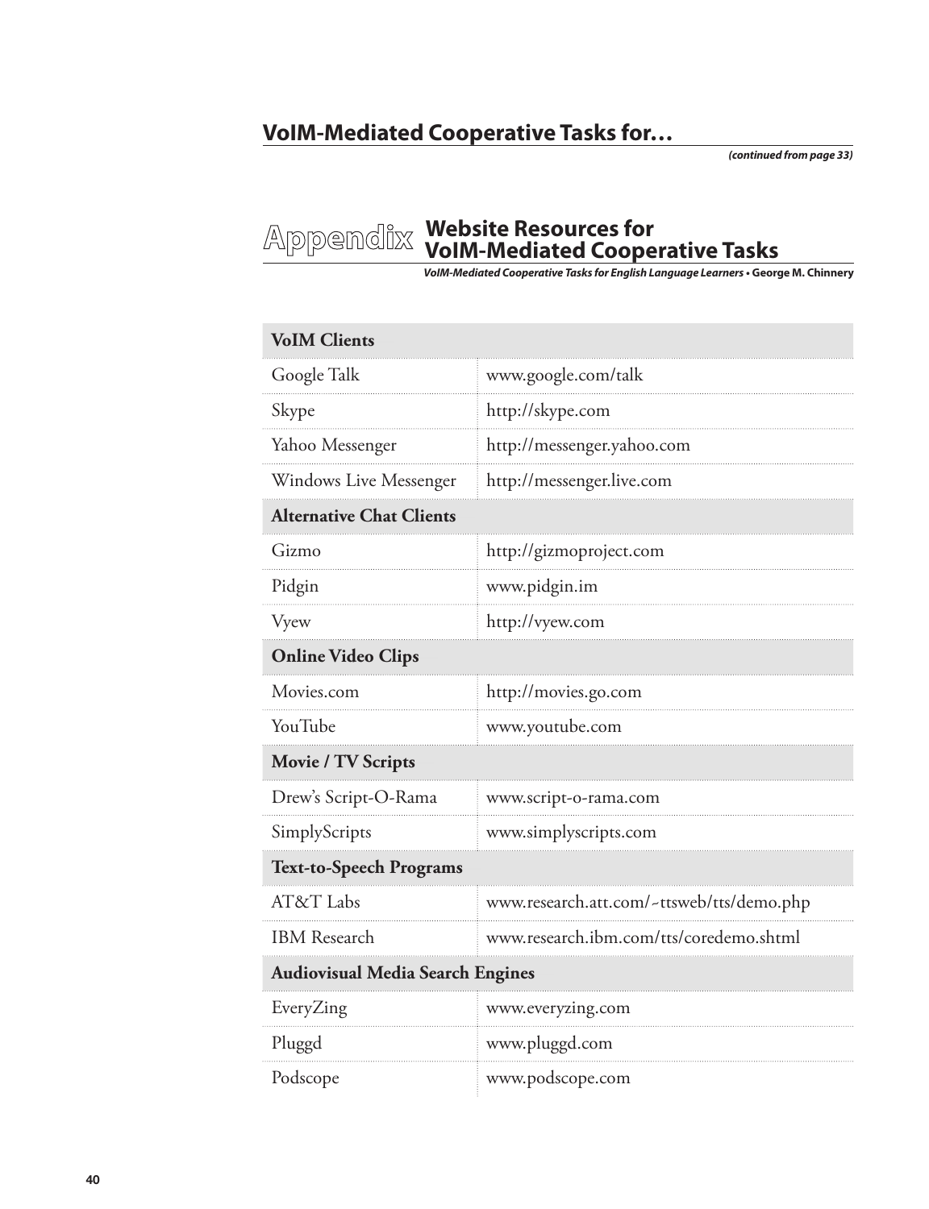## VoIM-Mediated Cooperative Tasks for…

*(continued from page 33)*

## Appendix: Website Resources for VoIM-Mediated Cooperative Tasks

***VoIM-Mediated Cooperative Tasks for English Language Learners* • George M. Chinnery**

| | |
|---|---|
| **VoIM Clients** | |
| Google Talk | www.google.com/talk |
| Skype | http://skype.com |
| Yahoo Messenger | http://messenger.yahoo.com |
| Windows Live Messenger | http://messenger.live.com |
| **Alternative Chat Clients** | |
| Gizmo | http://gizmoproject.com |
| Pidgin | www.pidgin.im |
| Vyew | http://vyew.com |
| **Online Video Clips** | |
| Movies.com | http://movies.go.com |
| YouTube | www.youtube.com |
| **Movie / TV Scripts** | |
| Drew's Script-O-Rama | www.script-o-rama.com |
| SimplyScripts | www.simplyscripts.com |
| **Text-to-Speech Programs** | |
| AT&T Labs | www.research.att.com/~ttsweb/tts/demo.php |
| IBM Research | www.research.ibm.com/tts/coredemo.shtml |
| **Audiovisual Media Search Engines** | |
| EveryZing | www.everyzing.com |
| Pluggd | www.pluggd.com |
| Podscope | www.podscope.com |